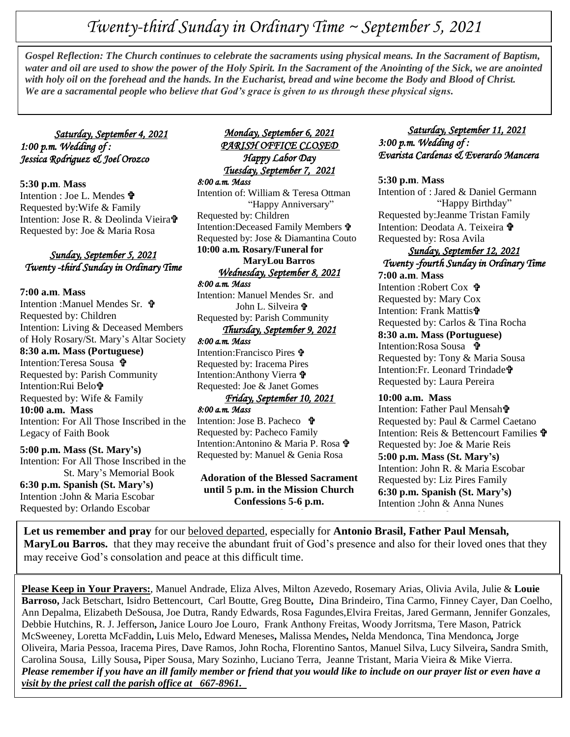# *Twenty-third Sunday in Ordinary Time ~ September 5, 2021*

***Gospel Reflection: The Church continues to celebrate the sacraments using physical means. In the Sacrament of Baptism, water and oil are used to show the power of the Holy Spirit. In the Sacrament of the Anointing of the Sick, we are anointed with holy oil on the forehead and the hands. In the Eucharist, bread and wine become the Body and Blood of Christ. We are a sacramental people who believe that God's grace is given to us through these physical signs.***

*Saturday, September 4, 2021*
*1:00 p.m. Wedding of :*
*Jessica Rodriguez & Joel Orozco*

**5:30 p.m. Mass**
Intention : Joe L. Mendes ✞
Requested by:Wife & Family
Intention: Jose R. & Deolinda Vieira✞
Requested by: Joe & Maria Rosa

*Sunday, September 5, 2021*
*Twenty -third Sunday in Ordinary Time*

**7:00 a.m. Mass**
Intention :Manuel Mendes Sr. ✞
Requested by: Children
Intention: Living & Deceased Members of Holy Rosary/St. Mary's Altar Society
**8:30 a.m. Mass (Portuguese)**
Intention:Teresa Sousa ✞
Requested by: Parish Community
Intention:Rui Belo✞
Requested by: Wife & Family
**10:00 a.m. Mass**
Intention: For All Those Inscribed in the Legacy of Faith Book

**5:00 p.m. Mass (St. Mary's)**
Intention: For All Those Inscribed in the St. Mary's Memorial Book
**6:30 p.m. Spanish (St. Mary's)**
Intention :John & Maria Escobar
Requested by: Orlando Escobar

*Monday, September 6, 2021*
*PARISH OFFICE CLOSED*
*Happy Labor Day*
*Tuesday, September 7, 2021*
*8:00 a.m. Mass*
Intention of: William & Teresa Ottman "Happy Anniversary"
Requested by: Children
Intention:Deceased Family Members ✞
Requested by: Jose & Diamantina Couto
**10:00 a.m. Rosary/Funeral for MaryLou Barros**
*Wednesday, September 8, 2021*
*8:00 a.m. Mass*
Intention: Manuel Mendes Sr. and John L. Silveira ✞
Requested by: Parish Community
*Thursday, September 9, 2021*
*8:00 a.m. Mass*
Intention:Francisco Pires ✞
Requested by: Iracema Pires
Intention:Anthony Vierra ✞
Requested: Joe & Janet Gomes
*Friday, September 10, 2021*
*8:00 a.m. Mass*
Intention: Jose B. Pacheco ✞
Requested by: Pacheco Family
Intention:Antonino & Maria P. Rosa ✞
Requested by: Manuel & Genia Rosa

**Adoration of the Blessed Sacrament until 5 p.m. in the Mission Church**
**Confessions 5-6 p.m.**

*Saturday, September 11, 2021*
*3:00 p.m. Wedding of :*
*Evarista Cardenas & Everardo Mancera*

**5:30 p.m. Mass**
Intention of : Jared & Daniel Germann "Happy Birthday"
Requested by:Jeanme Tristan Family
Intention: Deodata A. Teixeira ✞
Requested by: Rosa Avila
*Sunday, September 12, 2021*
*Twenty -fourth Sunday in Ordinary Time*
**7:00 a.m. Mass**
Intention :Robert Cox ✞
Requested by: Mary Cox
Intention: Frank Mattis✞
Requested by: Carlos & Tina Rocha
**8:30 a.m. Mass (Portuguese)**
Intention:Rosa Sousa ✞
Requested by: Tony & Maria Sousa
Intention:Fr. Leonard Trindade✞
Requested by: Laura Pereira

**10:00 a.m. Mass**
Intention: Father Paul Mensah✞
Requested by: Paul & Carmel Caetano
Intention: Reis & Bettencourt Families ✞
Requested by: Joe & Marie Reis
**5:00 p.m. Mass (St. Mary's)**
Intention: John R. & Maria Escobar
Requested by: Liz Pires Family
**6:30 p.m. Spanish (St. Mary's)**
Intention :John & Anna Nunes

**Let us remember and pray** for our beloved departed, especially for **Antonio Brasil, Father Paul Mensah, MaryLou Barros.** that they may receive the abundant fruit of God's presence and also for their loved ones that they may receive God's consolation and peace at this difficult time.

**Please Keep in Your Prayers:**, Manuel Andrade, Eliza Alves, Milton Azevedo, Rosemary Arias, Olivia Avila, Julie & **Louie Barroso,** Jack Betschart, Isidro Bettencourt, Carl Boutte, Greg Boutte**,** Dina Brindeiro, Tina Carmo, Finney Cayer, Dan Coelho, Ann Depalma, Elizabeth DeSousa, Joe Dutra, Randy Edwards, Rosa Fagundes,Elvira Freitas, Jared Germann, Jennifer Gonzales, Debbie Hutchins, R. J. Jefferson**,** Janice Louro Joe Louro, Frank Anthony Freitas, Woody Jorritsma, Tere Mason, Patrick McSweeney, Loretta McFaddin**,** Luis Melo**,** Edward Meneses**,** Malissa Mendes**,** Nelda Mendonca, Tina Mendonca*,* Jorge Oliveira, Maria Pessoa, Iracema Pires, Dave Ramos, John Rocha, Florentino Santos, Manuel Silva, Lucy Silveira**,** Sandra Smith, Carolina Sousa, Lilly Sousa**,** Piper Sousa, Mary Sozinho, Luciano Terra, Jeanne Tristant, Maria Vieira & Mike Vierra.
***Please remember if you have an ill family member or friend that you would like to include on our prayer list or even have a visit by the priest call the parish office at 667-8961.***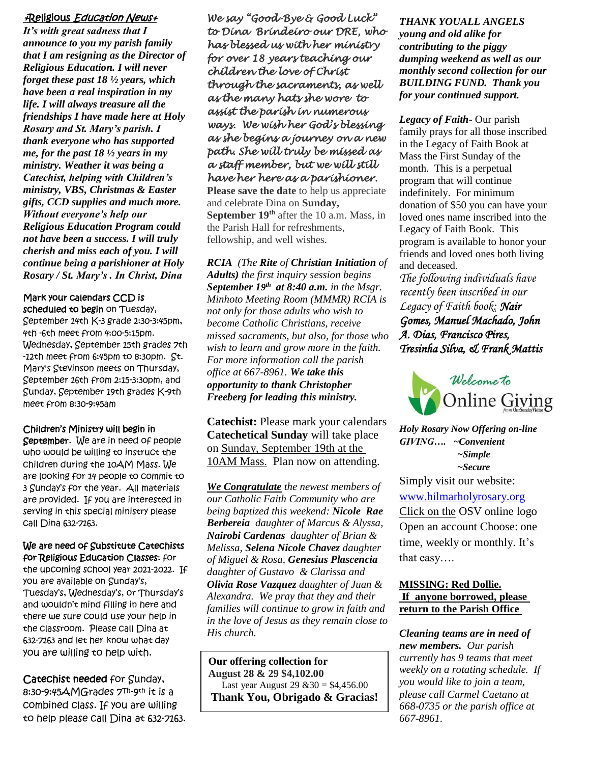## +Religious *Education News*+

***It's with great sadness that I announce to you my parish family that I am resigning as the Director of Religious Education. I will never forget these past 18 ½ years, which have been a real inspiration in my life. I will always treasure all the friendships I have made here at Holy Rosary and St. Mary's parish. I thank everyone who has supported me, for the past 18 ½ years in my ministry. Weather it was being a Catechist, helping with Children's ministry, VBS, Christmas & Easter gifts, CCD supplies and much more. Without everyone's help our Religious Education Program could not have been a success. I will truly cherish and miss each of you. I will continue being a parishioner at Holy Rosary / St. Mary's . In Christ, Dina***

**Mark your calendars CCD is scheduled to begin** on Tuesday, September 14th K-3 grade 2:30-3:45pm, 4th -6th meet from 4:00-5:15pm. Wednesday, September 15th grades 7th -12th meet from 6:45pm to 8:30pm. St. Mary's Stevinson meets on Thursday, September 16th from 2:15-3:30pm, and Sunday, September 19th grades K-9th meet from 8:30-9:45am

**Children's Ministry will begin in September**. We are in need of people who would be willing to instruct the children during the 10AM Mass. We are looking for 14 people to commit to 3 Sunday's for the year. All materials are provided. If you are interested in serving in this special ministry please call Dina 632-7163.

**We are need of Substitute Catechists for Religious Education Classes**: for the upcoming school year 2021-2022. If you are available on Sunday's, Tuesday's, Wednesday's, or Thursday's and wouldn't mind filling in here and there we sure could use your help in the classroom. Please call Dina at 632-7163 and let her know what day you are willing to help with.

**Catechist needed** for Sunday, 8:30-9:45AMGrades 7Th-9th it is a combined class. If you are willing to help please call Dina at 632-7163.

***We say "Good-Bye & Good Luck" to Dina Brindeiro our DRE, who has blessed us with her ministry for over 18 years teaching our children the love of Christ through the sacraments, as well as the many hats she wore to assist the parish in numerous ways. We wish her God's blessing as she begins a journey on a new path. She will truly be missed as a staff member, but we will still have her here as a parishioner.*** **Please save the date** to help us appreciate and celebrate Dina on **Sunday, September 19th** after the 10 a.m. Mass, in the Parish Hall for refreshments, fellowship, and well wishes.

***RCIA*** *(The **Rite** of **Christian Initiation** of **Adults**) the first inquiry session begins **September 19th at 8:40 a.m.** in the Msgr. Minhoto Meeting Room (MMMR) RCIA is not only for those adults who wish to become Catholic Christians, receive missed sacraments, but also, for those who wish to learn and grow more in the faith. For more information call the parish office at 667-8961. **We take this opportunity to thank Christopher Freeberg for leading this ministry.***

**Catechist:** Please mark your calendars **Catechetical Sunday** will take place on Sunday, September 19th at the 10AM Mass. Plan now on attending.

***We Congratulate*** *the newest members of our Catholic Faith Community who are being baptized this weekend: **Nicole Rae Berbereia** daughter of Marcus & Alyssa, **Nairobi Cardenas** daughter of Brian & Melissa, **Selena Nicole Chavez** daughter of Miguel & Rosa, **Genesius Plascencia** daughter of Gustavo & Clarissa and **Olivia Rose Vazquez** daughter of Juan & Alexandra. We pray that they and their families will continue to grow in faith and in the love of Jesus as they remain close to His church.*

**Our offering collection for August 28 & 29 $4,102.00**
Last year August 29 &30 = $4,456.00
**Thank You, Obrigado & Gracias!**

***THANK YOUALL ANGELS young and old alike for contributing to the piggy dumping weekend as well as our monthly second collection for our BUILDING FUND. Thank you for your continued support.***

***Legacy of Faith***- Our parish family prays for all those inscribed in the Legacy of Faith Book at Mass the First Sunday of the month. This is a perpetual program that will continue indefinitely. For minimum donation of $50 you can have your loved ones name inscribed into the Legacy of Faith Book. This program is available to honor your friends and loved ones both living and deceased.

*The following individuals have recently been inscribed in our Legacy of Faith book: **Nair Gomes, Manuel Machado, John A. Dias, Francisco Pires, Tresinha Silva, & Frank Mattis***

Welcome to Online Giving

***Holy Rosary Now Offering on-line GIVING…. ~Convenient ~Simple ~Secure***

Simply visit our website: www.hilmarholyrosary.org
Click on the OSV online logo
Open an account Choose: one time, weekly or monthly. It's that easy….

**MISSING: Red Dollie. If anyone borrowed, please return to the Parish Office**

***Cleaning teams are in need of new members.*** *Our parish currently has 9 teams that meet weekly on a rotating schedule. If you would like to join a team, please call Carmel Caetano at 668-0735 or the parish office at 667-8961.*